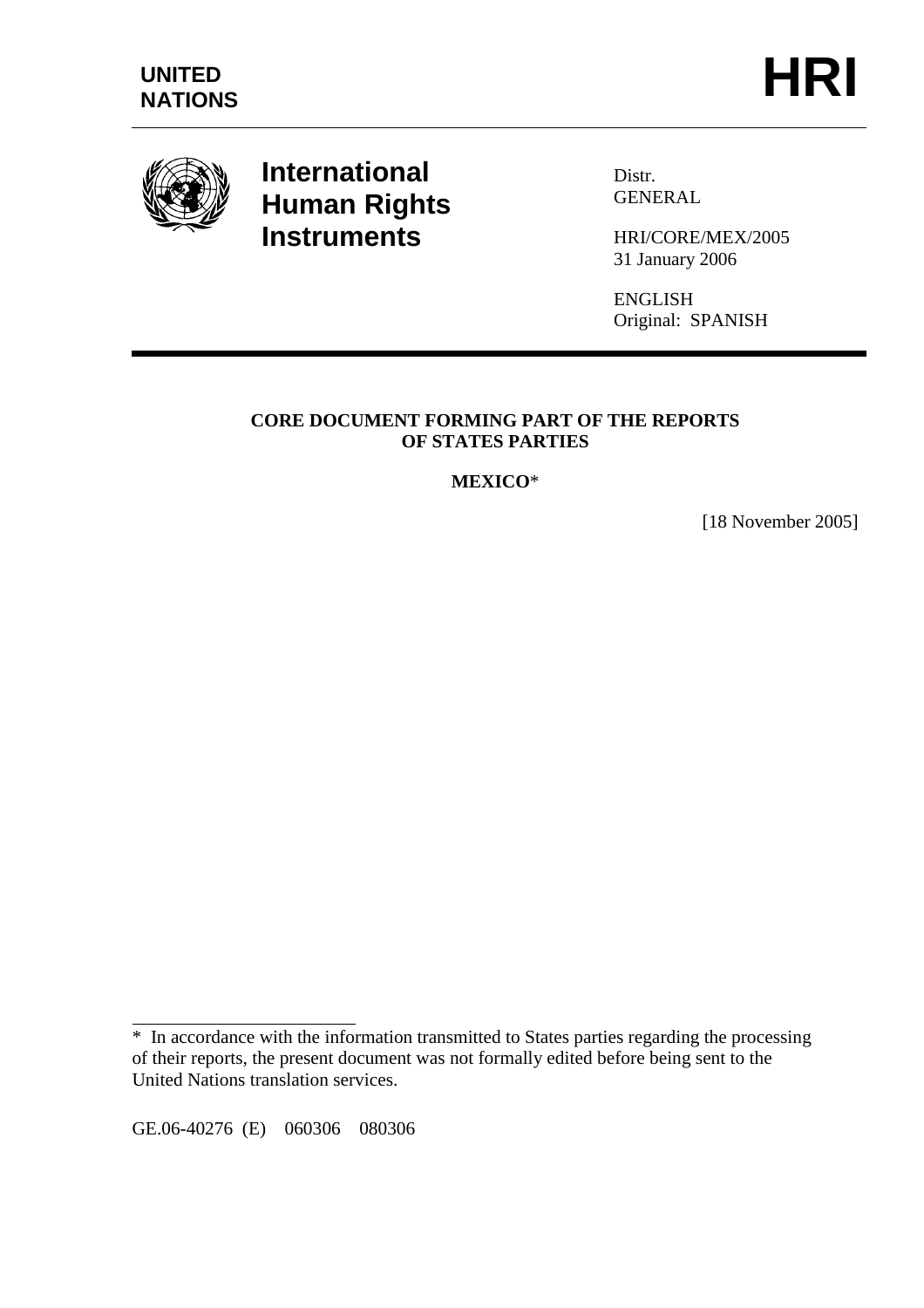**UNITED NATIONS**

# HRI

**International Human Rights Instruments**

Distr.
GENERAL

HRI/CORE/MEX/2005
31 January 2006

ENGLISH
Original: SPANISH

**CORE DOCUMENT FORMING PART OF THE REPORTS OF STATES PARTIES**

**MEXICO***

[18 November 2005]

---

* In accordance with the information transmitted to States parties regarding the processing of their reports, the present document was not formally edited before being sent to the United Nations translation services.

GE.06-40276 (E) 060306 080306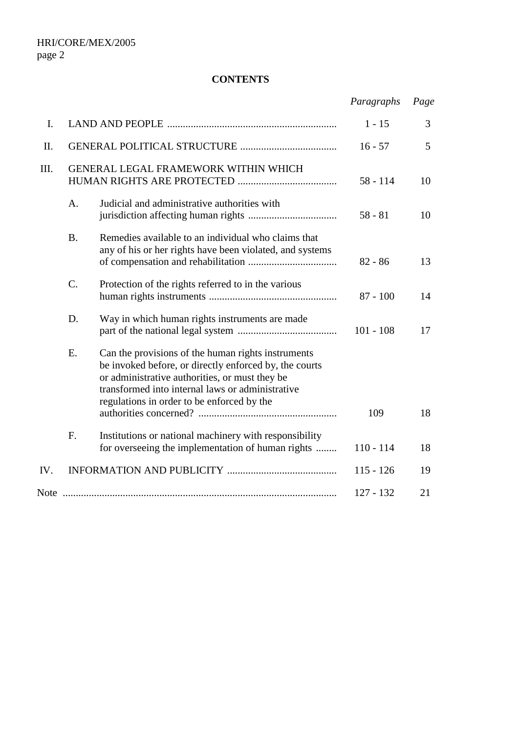**CONTENTS**

| | | *Paragraphs* | *Page* |
|---|---|---|---|
| I. | LAND AND PEOPLE | 1 - 15 | 3 |
| II. | GENERAL POLITICAL STRUCTURE | 16 - 57 | 5 |
| III. | GENERAL LEGAL FRAMEWORK WITHIN WHICH HUMAN RIGHTS ARE PROTECTED | 58 - 114 | 10 |
| | A. Judicial and administrative authorities with jurisdiction affecting human rights | 58 - 81 | 10 |
| | B. Remedies available to an individual who claims that any of his or her rights have been violated, and systems of compensation and rehabilitation | 82 - 86 | 13 |
| | C. Protection of the rights referred to in the various human rights instruments | 87 - 100 | 14 |
| | D. Way in which human rights instruments are made part of the national legal system | 101 - 108 | 17 |
| | E. Can the provisions of the human rights instruments be invoked before, or directly enforced by, the courts or administrative authorities, or must they be transformed into internal laws or administrative regulations in order to be enforced by the authorities concerned? | 109 | 18 |
| | F. Institutions or national machinery with responsibility for overseeing the implementation of human rights | 110 - 114 | 18 |
| IV. | INFORMATION AND PUBLICITY | 115 - 126 | 19 |
| Note | | 127 - 132 | 21 |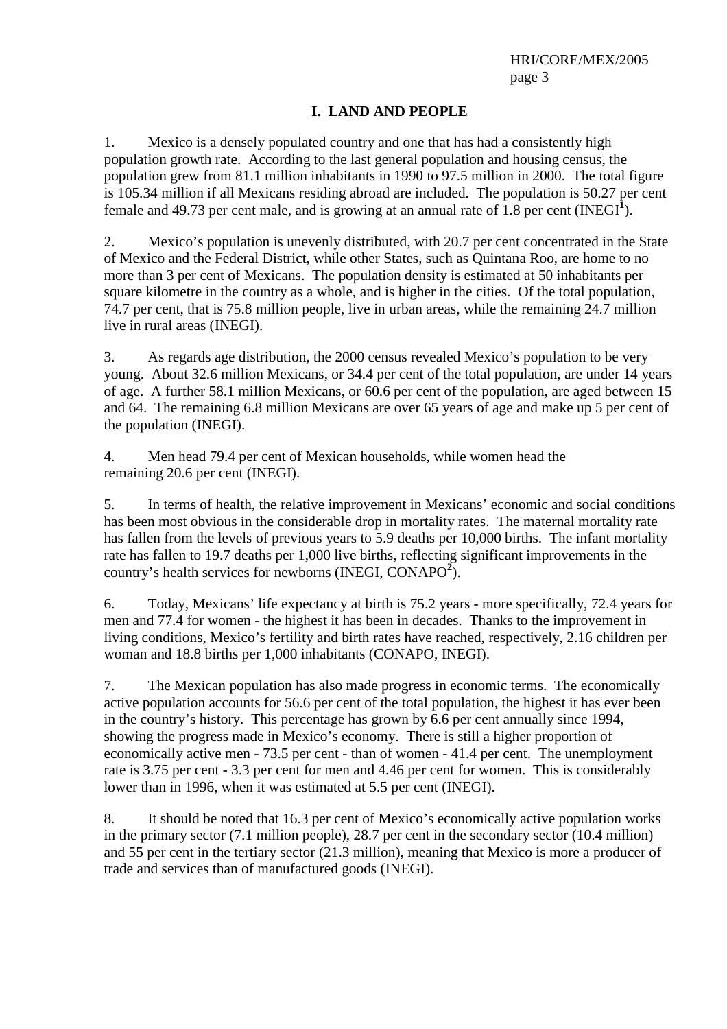# I. LAND AND PEOPLE

1. Mexico is a densely populated country and one that has had a consistently high population growth rate. According to the last general population and housing census, the population grew from 81.1 million inhabitants in 1990 to 97.5 million in 2000. The total figure is 105.34 million if all Mexicans residing abroad are included. The population is 50.27 per cent female and 49.73 per cent male, and is growing at an annual rate of 1.8 per cent (INEGI[1]).

2. Mexico's population is unevenly distributed, with 20.7 per cent concentrated in the State of Mexico and the Federal District, while other States, such as Quintana Roo, are home to no more than 3 per cent of Mexicans. The population density is estimated at 50 inhabitants per square kilometre in the country as a whole, and is higher in the cities. Of the total population, 74.7 per cent, that is 75.8 million people, live in urban areas, while the remaining 24.7 million live in rural areas (INEGI).

3. As regards age distribution, the 2000 census revealed Mexico's population to be very young. About 32.6 million Mexicans, or 34.4 per cent of the total population, are under 14 years of age. A further 58.1 million Mexicans, or 60.6 per cent of the population, are aged between 15 and 64. The remaining 6.8 million Mexicans are over 65 years of age and make up 5 per cent of the population (INEGI).

4. Men head 79.4 per cent of Mexican households, while women head the remaining 20.6 per cent (INEGI).

5. In terms of health, the relative improvement in Mexicans' economic and social conditions has been most obvious in the considerable drop in mortality rates. The maternal mortality rate has fallen from the levels of previous years to 5.9 deaths per 10,000 births. The infant mortality rate has fallen to 19.7 deaths per 1,000 live births, reflecting significant improvements in the country's health services for newborns (INEGI, CONAPO[2]).

6. Today, Mexicans' life expectancy at birth is 75.2 years - more specifically, 72.4 years for men and 77.4 for women - the highest it has been in decades. Thanks to the improvement in living conditions, Mexico's fertility and birth rates have reached, respectively, 2.16 children per woman and 18.8 births per 1,000 inhabitants (CONAPO, INEGI).

7. The Mexican population has also made progress in economic terms. The economically active population accounts for 56.6 per cent of the total population, the highest it has ever been in the country's history. This percentage has grown by 6.6 per cent annually since 1994, showing the progress made in Mexico's economy. There is still a higher proportion of economically active men - 73.5 per cent - than of women - 41.4 per cent. The unemployment rate is 3.75 per cent - 3.3 per cent for men and 4.46 per cent for women. This is considerably lower than in 1996, when it was estimated at 5.5 per cent (INEGI).

8. It should be noted that 16.3 per cent of Mexico's economically active population works in the primary sector (7.1 million people), 28.7 per cent in the secondary sector (10.4 million) and 55 per cent in the tertiary sector (21.3 million), meaning that Mexico is more a producer of trade and services than of manufactured goods (INEGI).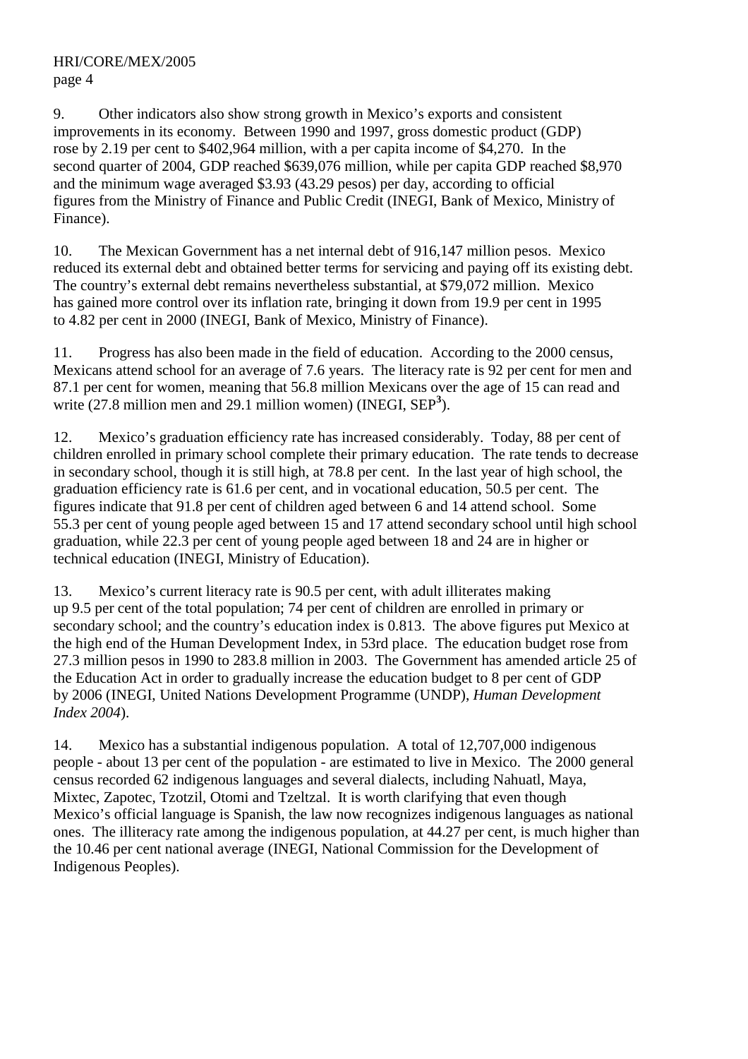9. Other indicators also show strong growth in Mexico's exports and consistent improvements in its economy. Between 1990 and 1997, gross domestic product (GDP) rose by 2.19 per cent to $402,964 million, with a per capita income of $4,270. In the second quarter of 2004, GDP reached $639,076 million, while per capita GDP reached $8,970 and the minimum wage averaged $3.93 (43.29 pesos) per day, according to official figures from the Ministry of Finance and Public Credit (INEGI, Bank of Mexico, Ministry of Finance).

10. The Mexican Government has a net internal debt of 916,147 million pesos. Mexico reduced its external debt and obtained better terms for servicing and paying off its existing debt. The country's external debt remains nevertheless substantial, at $79,072 million. Mexico has gained more control over its inflation rate, bringing it down from 19.9 per cent in 1995 to 4.82 per cent in 2000 (INEGI, Bank of Mexico, Ministry of Finance).

11. Progress has also been made in the field of education. According to the 2000 census, Mexicans attend school for an average of 7.6 years. The literacy rate is 92 per cent for men and 87.1 per cent for women, meaning that 56.8 million Mexicans over the age of 15 can read and write (27.8 million men and 29.1 million women) (INEGI, SEP[3]).

12. Mexico's graduation efficiency rate has increased considerably. Today, 88 per cent of children enrolled in primary school complete their primary education. The rate tends to decrease in secondary school, though it is still high, at 78.8 per cent. In the last year of high school, the graduation efficiency rate is 61.6 per cent, and in vocational education, 50.5 per cent. The figures indicate that 91.8 per cent of children aged between 6 and 14 attend school. Some 55.3 per cent of young people aged between 15 and 17 attend secondary school until high school graduation, while 22.3 per cent of young people aged between 18 and 24 are in higher or technical education (INEGI, Ministry of Education).

13. Mexico's current literacy rate is 90.5 per cent, with adult illiterates making up 9.5 per cent of the total population; 74 per cent of children are enrolled in primary or secondary school; and the country's education index is 0.813. The above figures put Mexico at the high end of the Human Development Index, in 53rd place. The education budget rose from 27.3 million pesos in 1990 to 283.8 million in 2003. The Government has amended article 25 of the Education Act in order to gradually increase the education budget to 8 per cent of GDP by 2006 (INEGI, United Nations Development Programme (UNDP), *Human Development Index 2004*).

14. Mexico has a substantial indigenous population. A total of 12,707,000 indigenous people - about 13 per cent of the population - are estimated to live in Mexico. The 2000 general census recorded 62 indigenous languages and several dialects, including Nahuatl, Maya, Mixtec, Zapotec, Tzotzil, Otomi and Tzeltzal. It is worth clarifying that even though Mexico's official language is Spanish, the law now recognizes indigenous languages as national ones. The illiteracy rate among the indigenous population, at 44.27 per cent, is much higher than the 10.46 per cent national average (INEGI, National Commission for the Development of Indigenous Peoples).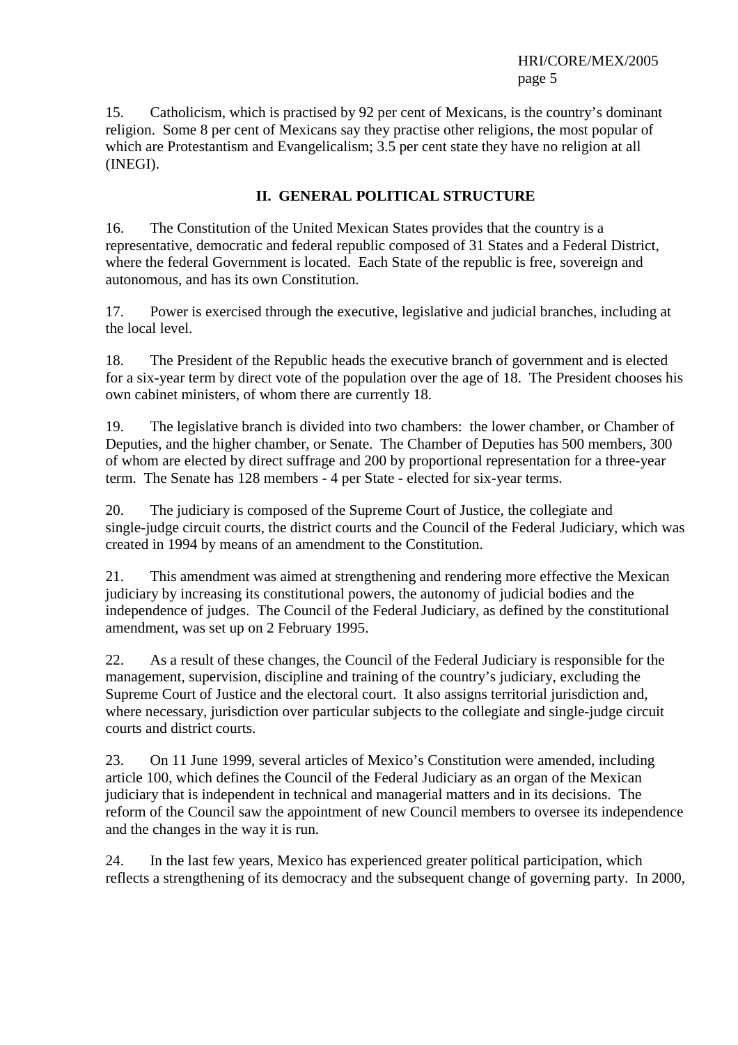15. Catholicism, which is practised by 92 per cent of Mexicans, is the country's dominant religion. Some 8 per cent of Mexicans say they practise other religions, the most popular of which are Protestantism and Evangelicalism; 3.5 per cent state they have no religion at all (INEGI).

## II. GENERAL POLITICAL STRUCTURE

16. The Constitution of the United Mexican States provides that the country is a representative, democratic and federal republic composed of 31 States and a Federal District, where the federal Government is located. Each State of the republic is free, sovereign and autonomous, and has its own Constitution.

17. Power is exercised through the executive, legislative and judicial branches, including at the local level.

18. The President of the Republic heads the executive branch of government and is elected for a six-year term by direct vote of the population over the age of 18. The President chooses his own cabinet ministers, of whom there are currently 18.

19. The legislative branch is divided into two chambers: the lower chamber, or Chamber of Deputies, and the higher chamber, or Senate. The Chamber of Deputies has 500 members, 300 of whom are elected by direct suffrage and 200 by proportional representation for a three-year term. The Senate has 128 members - 4 per State - elected for six-year terms.

20. The judiciary is composed of the Supreme Court of Justice, the collegiate and single-judge circuit courts, the district courts and the Council of the Federal Judiciary, which was created in 1994 by means of an amendment to the Constitution.

21. This amendment was aimed at strengthening and rendering more effective the Mexican judiciary by increasing its constitutional powers, the autonomy of judicial bodies and the independence of judges. The Council of the Federal Judiciary, as defined by the constitutional amendment, was set up on 2 February 1995.

22. As a result of these changes, the Council of the Federal Judiciary is responsible for the management, supervision, discipline and training of the country's judiciary, excluding the Supreme Court of Justice and the electoral court. It also assigns territorial jurisdiction and, where necessary, jurisdiction over particular subjects to the collegiate and single-judge circuit courts and district courts.

23. On 11 June 1999, several articles of Mexico's Constitution were amended, including article 100, which defines the Council of the Federal Judiciary as an organ of the Mexican judiciary that is independent in technical and managerial matters and in its decisions. The reform of the Council saw the appointment of new Council members to oversee its independence and the changes in the way it is run.

24. In the last few years, Mexico has experienced greater political participation, which reflects a strengthening of its democracy and the subsequent change of governing party. In 2000,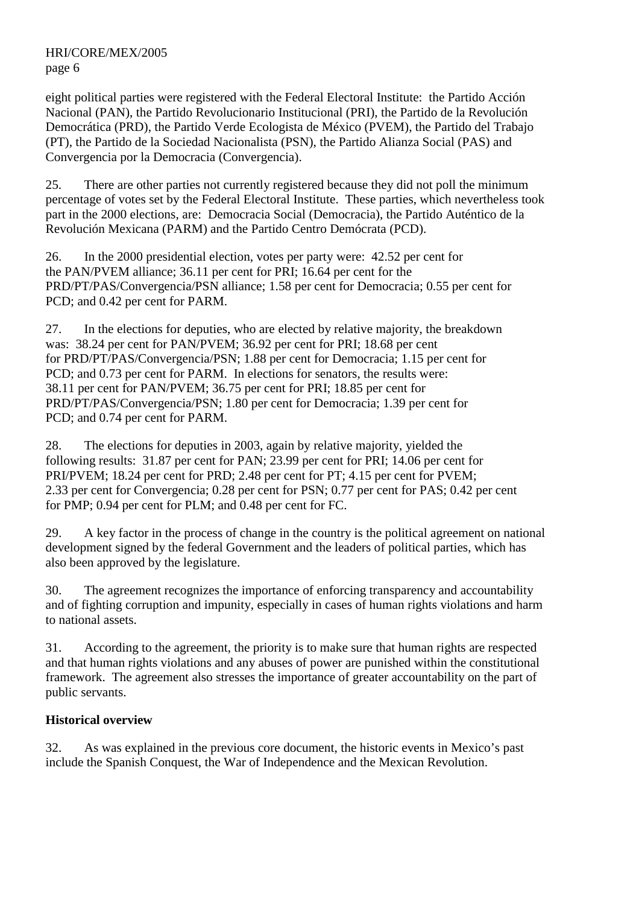eight political parties were registered with the Federal Electoral Institute: the Partido Acción Nacional (PAN), the Partido Revolucionario Institucional (PRI), the Partido de la Revolución Democrática (PRD), the Partido Verde Ecologista de México (PVEM), the Partido del Trabajo (PT), the Partido de la Sociedad Nacionalista (PSN), the Partido Alianza Social (PAS) and Convergencia por la Democracia (Convergencia).

25. There are other parties not currently registered because they did not poll the minimum percentage of votes set by the Federal Electoral Institute. These parties, which nevertheless took part in the 2000 elections, are: Democracia Social (Democracia), the Partido Auténtico de la Revolución Mexicana (PARM) and the Partido Centro Demócrata (PCD).

26. In the 2000 presidential election, votes per party were: 42.52 per cent for the PAN/PVEM alliance; 36.11 per cent for PRI; 16.64 per cent for the PRD/PT/PAS/Convergencia/PSN alliance; 1.58 per cent for Democracia; 0.55 per cent for PCD; and 0.42 per cent for PARM.

27. In the elections for deputies, who are elected by relative majority, the breakdown was: 38.24 per cent for PAN/PVEM; 36.92 per cent for PRI; 18.68 per cent for PRD/PT/PAS/Convergencia/PSN; 1.88 per cent for Democracia; 1.15 per cent for PCD; and 0.73 per cent for PARM. In elections for senators, the results were: 38.11 per cent for PAN/PVEM; 36.75 per cent for PRI; 18.85 per cent for PRD/PT/PAS/Convergencia/PSN; 1.80 per cent for Democracia; 1.39 per cent for PCD; and 0.74 per cent for PARM.

28. The elections for deputies in 2003, again by relative majority, yielded the following results: 31.87 per cent for PAN; 23.99 per cent for PRI; 14.06 per cent for PRI/PVEM; 18.24 per cent for PRD; 2.48 per cent for PT; 4.15 per cent for PVEM; 2.33 per cent for Convergencia; 0.28 per cent for PSN; 0.77 per cent for PAS; 0.42 per cent for PMP; 0.94 per cent for PLM; and 0.48 per cent for FC.

29. A key factor in the process of change in the country is the political agreement on national development signed by the federal Government and the leaders of political parties, which has also been approved by the legislature.

30. The agreement recognizes the importance of enforcing transparency and accountability and of fighting corruption and impunity, especially in cases of human rights violations and harm to national assets.

31. According to the agreement, the priority is to make sure that human rights are respected and that human rights violations and any abuses of power are punished within the constitutional framework. The agreement also stresses the importance of greater accountability on the part of public servants.

**Historical overview**

32. As was explained in the previous core document, the historic events in Mexico's past include the Spanish Conquest, the War of Independence and the Mexican Revolution.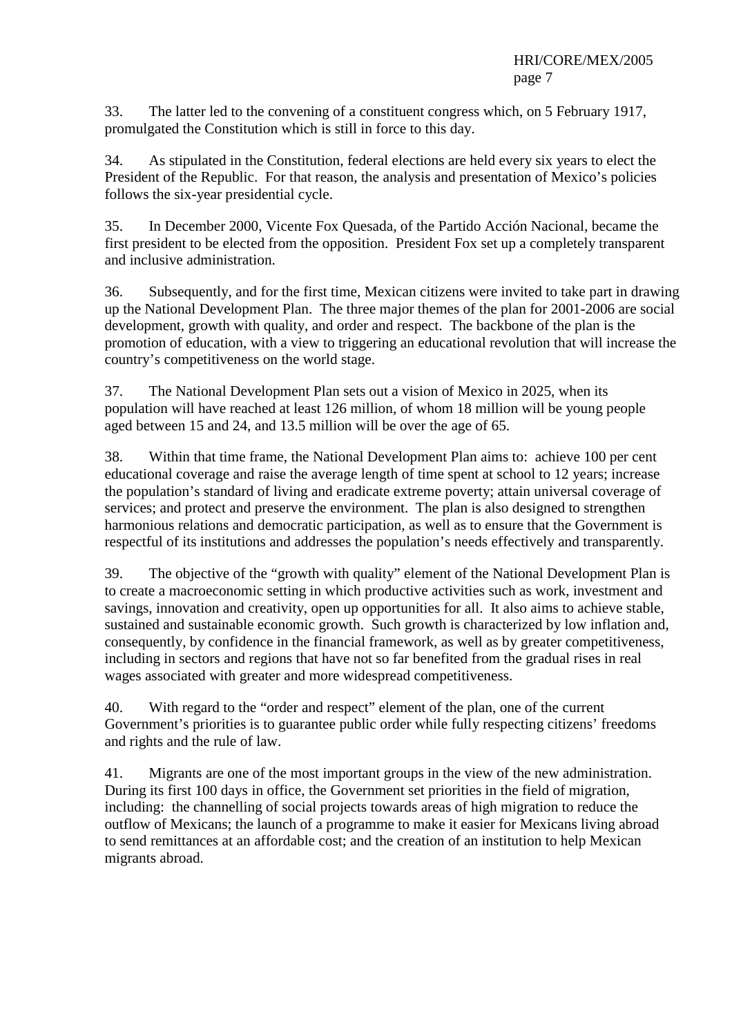33. The latter led to the convening of a constituent congress which, on 5 February 1917, promulgated the Constitution which is still in force to this day.

34. As stipulated in the Constitution, federal elections are held every six years to elect the President of the Republic. For that reason, the analysis and presentation of Mexico's policies follows the six-year presidential cycle.

35. In December 2000, Vicente Fox Quesada, of the Partido Acción Nacional, became the first president to be elected from the opposition. President Fox set up a completely transparent and inclusive administration.

36. Subsequently, and for the first time, Mexican citizens were invited to take part in drawing up the National Development Plan. The three major themes of the plan for 2001-2006 are social development, growth with quality, and order and respect. The backbone of the plan is the promotion of education, with a view to triggering an educational revolution that will increase the country's competitiveness on the world stage.

37. The National Development Plan sets out a vision of Mexico in 2025, when its population will have reached at least 126 million, of whom 18 million will be young people aged between 15 and 24, and 13.5 million will be over the age of 65.

38. Within that time frame, the National Development Plan aims to: achieve 100 per cent educational coverage and raise the average length of time spent at school to 12 years; increase the population's standard of living and eradicate extreme poverty; attain universal coverage of services; and protect and preserve the environment. The plan is also designed to strengthen harmonious relations and democratic participation, as well as to ensure that the Government is respectful of its institutions and addresses the population's needs effectively and transparently.

39. The objective of the "growth with quality" element of the National Development Plan is to create a macroeconomic setting in which productive activities such as work, investment and savings, innovation and creativity, open up opportunities for all. It also aims to achieve stable, sustained and sustainable economic growth. Such growth is characterized by low inflation and, consequently, by confidence in the financial framework, as well as by greater competitiveness, including in sectors and regions that have not so far benefited from the gradual rises in real wages associated with greater and more widespread competitiveness.

40. With regard to the "order and respect" element of the plan, one of the current Government's priorities is to guarantee public order while fully respecting citizens' freedoms and rights and the rule of law.

41. Migrants are one of the most important groups in the view of the new administration. During its first 100 days in office, the Government set priorities in the field of migration, including: the channelling of social projects towards areas of high migration to reduce the outflow of Mexicans; the launch of a programme to make it easier for Mexicans living abroad to send remittances at an affordable cost; and the creation of an institution to help Mexican migrants abroad.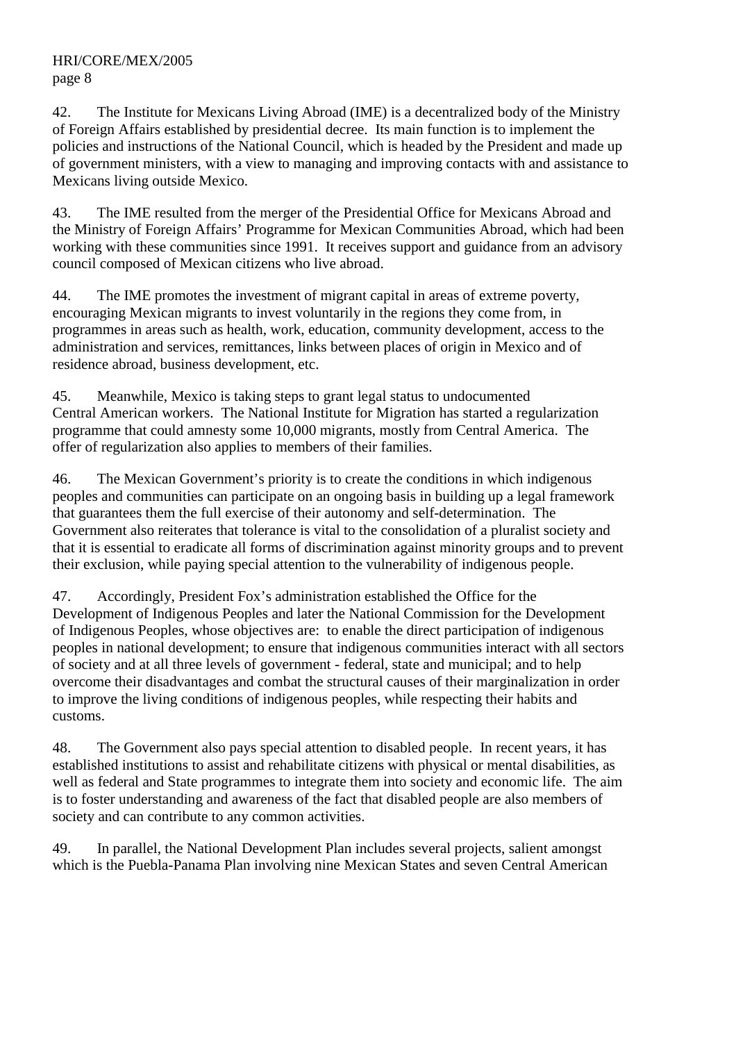42. The Institute for Mexicans Living Abroad (IME) is a decentralized body of the Ministry of Foreign Affairs established by presidential decree. Its main function is to implement the policies and instructions of the National Council, which is headed by the President and made up of government ministers, with a view to managing and improving contacts with and assistance to Mexicans living outside Mexico.

43. The IME resulted from the merger of the Presidential Office for Mexicans Abroad and the Ministry of Foreign Affairs' Programme for Mexican Communities Abroad, which had been working with these communities since 1991. It receives support and guidance from an advisory council composed of Mexican citizens who live abroad.

44. The IME promotes the investment of migrant capital in areas of extreme poverty, encouraging Mexican migrants to invest voluntarily in the regions they come from, in programmes in areas such as health, work, education, community development, access to the administration and services, remittances, links between places of origin in Mexico and of residence abroad, business development, etc.

45. Meanwhile, Mexico is taking steps to grant legal status to undocumented Central American workers. The National Institute for Migration has started a regularization programme that could amnesty some 10,000 migrants, mostly from Central America. The offer of regularization also applies to members of their families.

46. The Mexican Government's priority is to create the conditions in which indigenous peoples and communities can participate on an ongoing basis in building up a legal framework that guarantees them the full exercise of their autonomy and self-determination. The Government also reiterates that tolerance is vital to the consolidation of a pluralist society and that it is essential to eradicate all forms of discrimination against minority groups and to prevent their exclusion, while paying special attention to the vulnerability of indigenous people.

47. Accordingly, President Fox's administration established the Office for the Development of Indigenous Peoples and later the National Commission for the Development of Indigenous Peoples, whose objectives are: to enable the direct participation of indigenous peoples in national development; to ensure that indigenous communities interact with all sectors of society and at all three levels of government - federal, state and municipal; and to help overcome their disadvantages and combat the structural causes of their marginalization in order to improve the living conditions of indigenous peoples, while respecting their habits and customs.

48. The Government also pays special attention to disabled people. In recent years, it has established institutions to assist and rehabilitate citizens with physical or mental disabilities, as well as federal and State programmes to integrate them into society and economic life. The aim is to foster understanding and awareness of the fact that disabled people are also members of society and can contribute to any common activities.

49. In parallel, the National Development Plan includes several projects, salient amongst which is the Puebla-Panama Plan involving nine Mexican States and seven Central American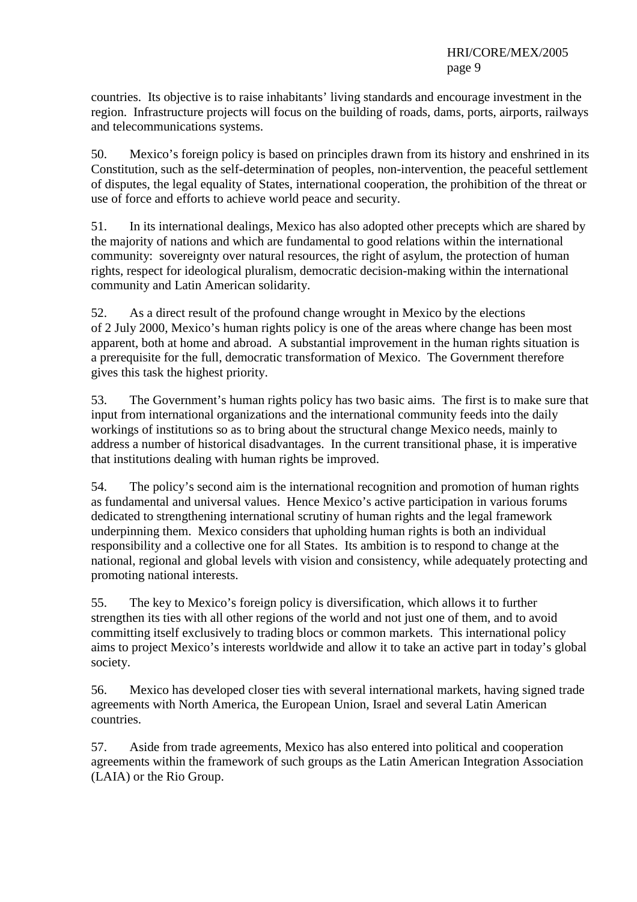countries. Its objective is to raise inhabitants' living standards and encourage investment in the region. Infrastructure projects will focus on the building of roads, dams, ports, airports, railways and telecommunications systems.

50. Mexico's foreign policy is based on principles drawn from its history and enshrined in its Constitution, such as the self-determination of peoples, non-intervention, the peaceful settlement of disputes, the legal equality of States, international cooperation, the prohibition of the threat or use of force and efforts to achieve world peace and security.

51. In its international dealings, Mexico has also adopted other precepts which are shared by the majority of nations and which are fundamental to good relations within the international community: sovereignty over natural resources, the right of asylum, the protection of human rights, respect for ideological pluralism, democratic decision-making within the international community and Latin American solidarity.

52. As a direct result of the profound change wrought in Mexico by the elections of 2 July 2000, Mexico's human rights policy is one of the areas where change has been most apparent, both at home and abroad. A substantial improvement in the human rights situation is a prerequisite for the full, democratic transformation of Mexico. The Government therefore gives this task the highest priority.

53. The Government's human rights policy has two basic aims. The first is to make sure that input from international organizations and the international community feeds into the daily workings of institutions so as to bring about the structural change Mexico needs, mainly to address a number of historical disadvantages. In the current transitional phase, it is imperative that institutions dealing with human rights be improved.

54. The policy's second aim is the international recognition and promotion of human rights as fundamental and universal values. Hence Mexico's active participation in various forums dedicated to strengthening international scrutiny of human rights and the legal framework underpinning them. Mexico considers that upholding human rights is both an individual responsibility and a collective one for all States. Its ambition is to respond to change at the national, regional and global levels with vision and consistency, while adequately protecting and promoting national interests.

55. The key to Mexico's foreign policy is diversification, which allows it to further strengthen its ties with all other regions of the world and not just one of them, and to avoid committing itself exclusively to trading blocs or common markets. This international policy aims to project Mexico's interests worldwide and allow it to take an active part in today's global society.

56. Mexico has developed closer ties with several international markets, having signed trade agreements with North America, the European Union, Israel and several Latin American countries.

57. Aside from trade agreements, Mexico has also entered into political and cooperation agreements within the framework of such groups as the Latin American Integration Association (LAIA) or the Rio Group.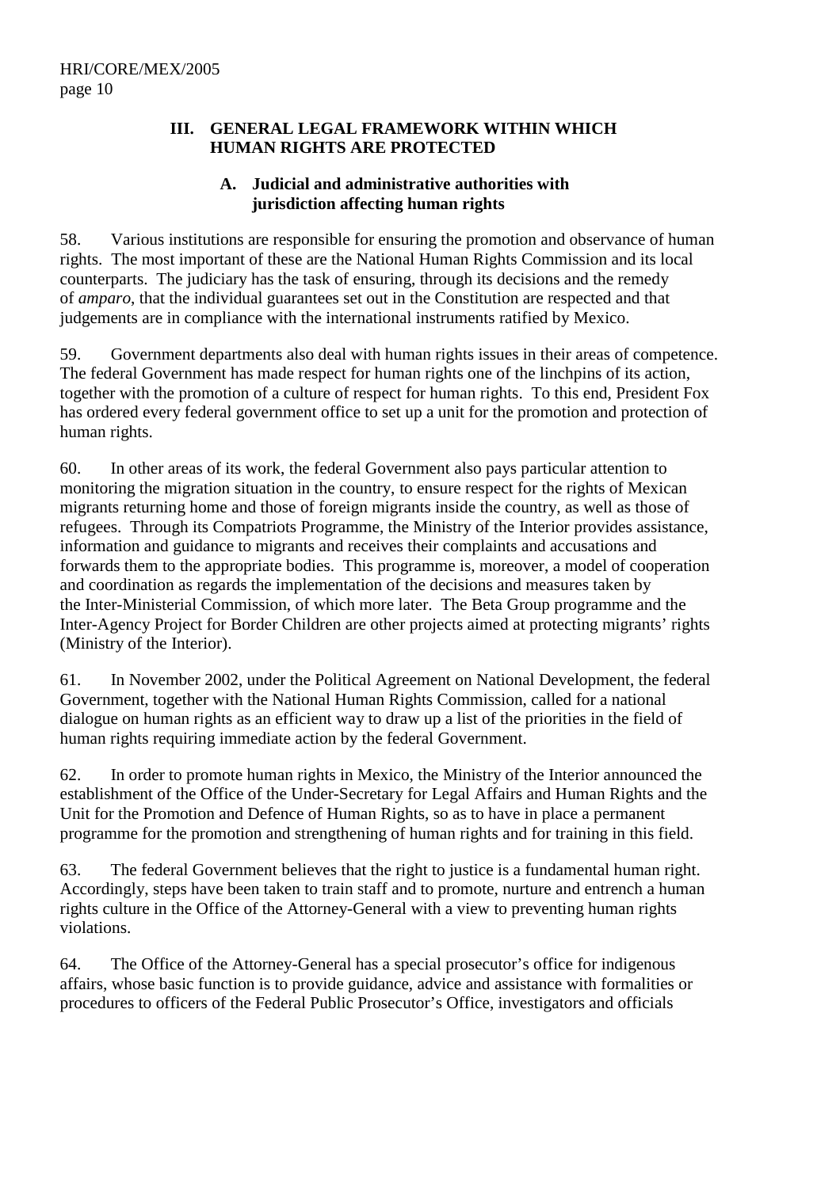## III. GENERAL LEGAL FRAMEWORK WITHIN WHICH HUMAN RIGHTS ARE PROTECTED

### A. Judicial and administrative authorities with jurisdiction affecting human rights

58. Various institutions are responsible for ensuring the promotion and observance of human rights. The most important of these are the National Human Rights Commission and its local counterparts. The judiciary has the task of ensuring, through its decisions and the remedy of *amparo*, that the individual guarantees set out in the Constitution are respected and that judgements are in compliance with the international instruments ratified by Mexico.

59. Government departments also deal with human rights issues in their areas of competence. The federal Government has made respect for human rights one of the linchpins of its action, together with the promotion of a culture of respect for human rights. To this end, President Fox has ordered every federal government office to set up a unit for the promotion and protection of human rights.

60. In other areas of its work, the federal Government also pays particular attention to monitoring the migration situation in the country, to ensure respect for the rights of Mexican migrants returning home and those of foreign migrants inside the country, as well as those of refugees. Through its Compatriots Programme, the Ministry of the Interior provides assistance, information and guidance to migrants and receives their complaints and accusations and forwards them to the appropriate bodies. This programme is, moreover, a model of cooperation and coordination as regards the implementation of the decisions and measures taken by the Inter-Ministerial Commission, of which more later. The Beta Group programme and the Inter-Agency Project for Border Children are other projects aimed at protecting migrants' rights (Ministry of the Interior).

61. In November 2002, under the Political Agreement on National Development, the federal Government, together with the National Human Rights Commission, called for a national dialogue on human rights as an efficient way to draw up a list of the priorities in the field of human rights requiring immediate action by the federal Government.

62. In order to promote human rights in Mexico, the Ministry of the Interior announced the establishment of the Office of the Under-Secretary for Legal Affairs and Human Rights and the Unit for the Promotion and Defence of Human Rights, so as to have in place a permanent programme for the promotion and strengthening of human rights and for training in this field.

63. The federal Government believes that the right to justice is a fundamental human right. Accordingly, steps have been taken to train staff and to promote, nurture and entrench a human rights culture in the Office of the Attorney-General with a view to preventing human rights violations.

64. The Office of the Attorney-General has a special prosecutor's office for indigenous affairs, whose basic function is to provide guidance, advice and assistance with formalities or procedures to officers of the Federal Public Prosecutor's Office, investigators and officials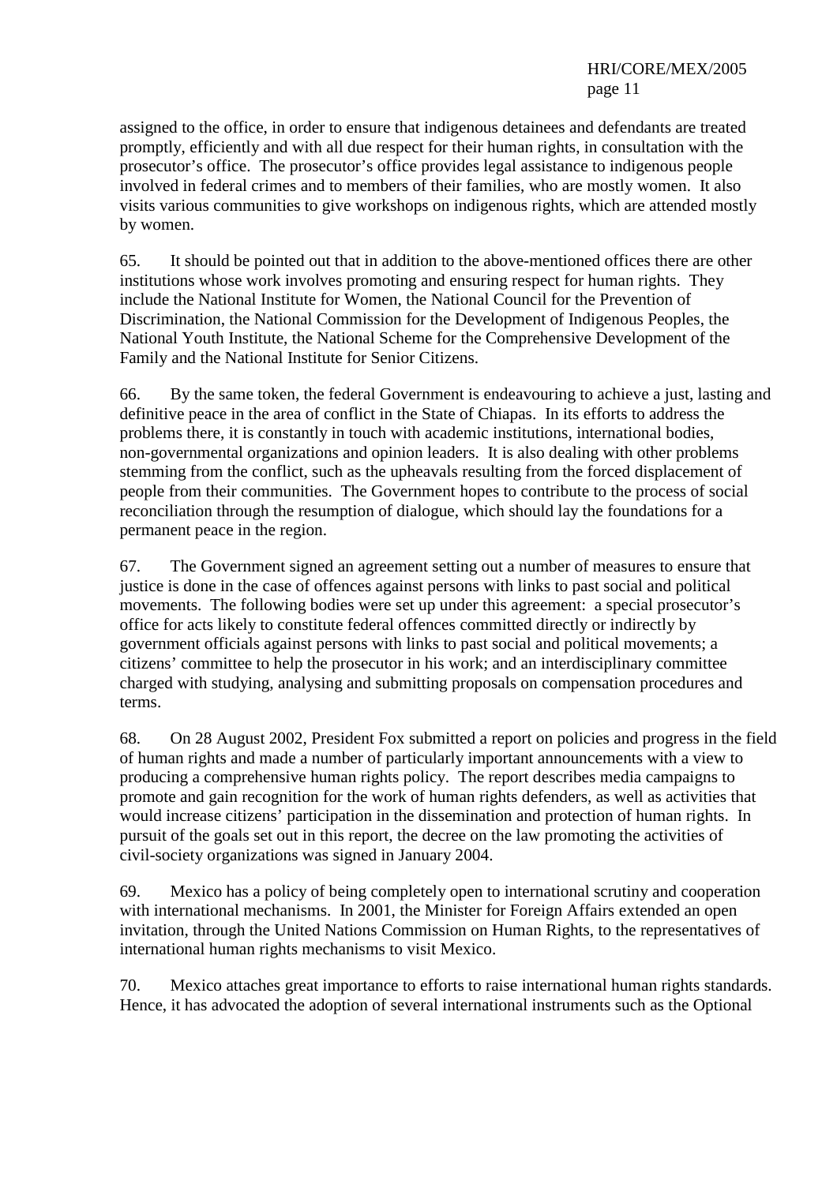assigned to the office, in order to ensure that indigenous detainees and defendants are treated promptly, efficiently and with all due respect for their human rights, in consultation with the prosecutor's office. The prosecutor's office provides legal assistance to indigenous people involved in federal crimes and to members of their families, who are mostly women. It also visits various communities to give workshops on indigenous rights, which are attended mostly by women.

65. It should be pointed out that in addition to the above-mentioned offices there are other institutions whose work involves promoting and ensuring respect for human rights. They include the National Institute for Women, the National Council for the Prevention of Discrimination, the National Commission for the Development of Indigenous Peoples, the National Youth Institute, the National Scheme for the Comprehensive Development of the Family and the National Institute for Senior Citizens.

66. By the same token, the federal Government is endeavouring to achieve a just, lasting and definitive peace in the area of conflict in the State of Chiapas. In its efforts to address the problems there, it is constantly in touch with academic institutions, international bodies, non-governmental organizations and opinion leaders. It is also dealing with other problems stemming from the conflict, such as the upheavals resulting from the forced displacement of people from their communities. The Government hopes to contribute to the process of social reconciliation through the resumption of dialogue, which should lay the foundations for a permanent peace in the region.

67. The Government signed an agreement setting out a number of measures to ensure that justice is done in the case of offences against persons with links to past social and political movements. The following bodies were set up under this agreement: a special prosecutor's office for acts likely to constitute federal offences committed directly or indirectly by government officials against persons with links to past social and political movements; a citizens' committee to help the prosecutor in his work; and an interdisciplinary committee charged with studying, analysing and submitting proposals on compensation procedures and terms.

68. On 28 August 2002, President Fox submitted a report on policies and progress in the field of human rights and made a number of particularly important announcements with a view to producing a comprehensive human rights policy. The report describes media campaigns to promote and gain recognition for the work of human rights defenders, as well as activities that would increase citizens' participation in the dissemination and protection of human rights. In pursuit of the goals set out in this report, the decree on the law promoting the activities of civil-society organizations was signed in January 2004.

69. Mexico has a policy of being completely open to international scrutiny and cooperation with international mechanisms. In 2001, the Minister for Foreign Affairs extended an open invitation, through the United Nations Commission on Human Rights, to the representatives of international human rights mechanisms to visit Mexico.

70. Mexico attaches great importance to efforts to raise international human rights standards. Hence, it has advocated the adoption of several international instruments such as the Optional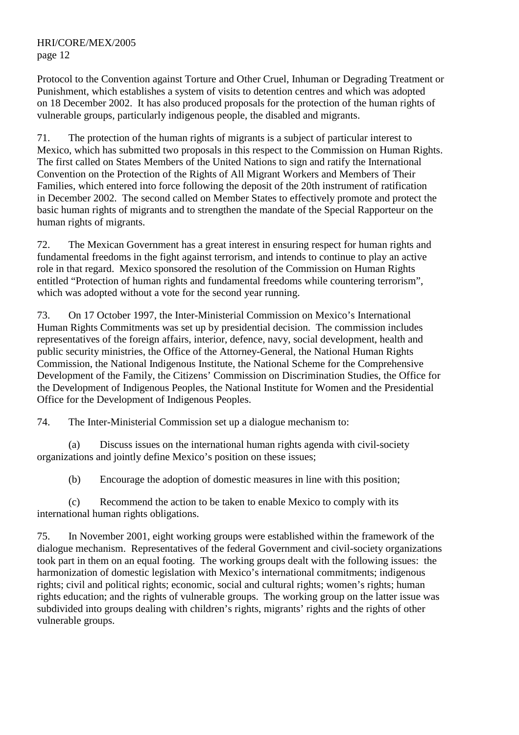Protocol to the Convention against Torture and Other Cruel, Inhuman or Degrading Treatment or Punishment, which establishes a system of visits to detention centres and which was adopted on 18 December 2002. It has also produced proposals for the protection of the human rights of vulnerable groups, particularly indigenous people, the disabled and migrants.

71. The protection of the human rights of migrants is a subject of particular interest to Mexico, which has submitted two proposals in this respect to the Commission on Human Rights. The first called on States Members of the United Nations to sign and ratify the International Convention on the Protection of the Rights of All Migrant Workers and Members of Their Families, which entered into force following the deposit of the 20th instrument of ratification in December 2002. The second called on Member States to effectively promote and protect the basic human rights of migrants and to strengthen the mandate of the Special Rapporteur on the human rights of migrants.

72. The Mexican Government has a great interest in ensuring respect for human rights and fundamental freedoms in the fight against terrorism, and intends to continue to play an active role in that regard. Mexico sponsored the resolution of the Commission on Human Rights entitled "Protection of human rights and fundamental freedoms while countering terrorism", which was adopted without a vote for the second year running.

73. On 17 October 1997, the Inter-Ministerial Commission on Mexico's International Human Rights Commitments was set up by presidential decision. The commission includes representatives of the foreign affairs, interior, defence, navy, social development, health and public security ministries, the Office of the Attorney-General, the National Human Rights Commission, the National Indigenous Institute, the National Scheme for the Comprehensive Development of the Family, the Citizens' Commission on Discrimination Studies, the Office for the Development of Indigenous Peoples, the National Institute for Women and the Presidential Office for the Development of Indigenous Peoples.

74. The Inter-Ministerial Commission set up a dialogue mechanism to:

(a) Discuss issues on the international human rights agenda with civil-society organizations and jointly define Mexico's position on these issues;

(b) Encourage the adoption of domestic measures in line with this position;

(c) Recommend the action to be taken to enable Mexico to comply with its international human rights obligations.

75. In November 2001, eight working groups were established within the framework of the dialogue mechanism. Representatives of the federal Government and civil-society organizations took part in them on an equal footing. The working groups dealt with the following issues: the harmonization of domestic legislation with Mexico's international commitments; indigenous rights; civil and political rights; economic, social and cultural rights; women's rights; human rights education; and the rights of vulnerable groups. The working group on the latter issue was subdivided into groups dealing with children's rights, migrants' rights and the rights of other vulnerable groups.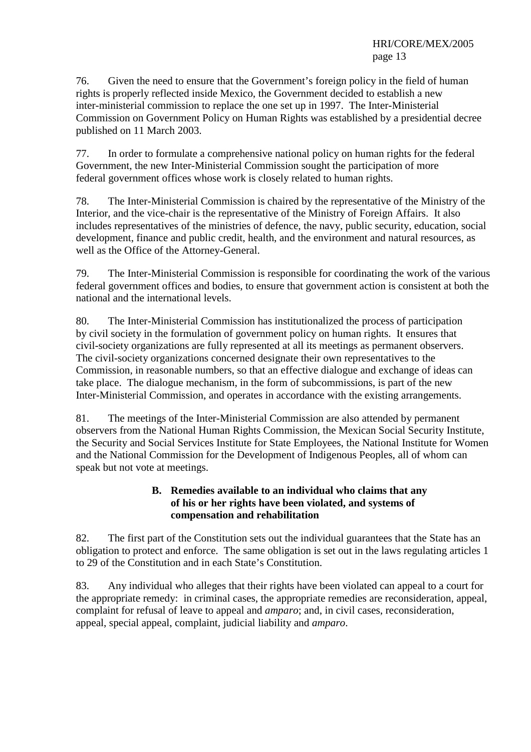76. Given the need to ensure that the Government's foreign policy in the field of human rights is properly reflected inside Mexico, the Government decided to establish a new inter-ministerial commission to replace the one set up in 1997. The Inter-Ministerial Commission on Government Policy on Human Rights was established by a presidential decree published on 11 March 2003.

77. In order to formulate a comprehensive national policy on human rights for the federal Government, the new Inter-Ministerial Commission sought the participation of more federal government offices whose work is closely related to human rights.

78. The Inter-Ministerial Commission is chaired by the representative of the Ministry of the Interior, and the vice-chair is the representative of the Ministry of Foreign Affairs. It also includes representatives of the ministries of defence, the navy, public security, education, social development, finance and public credit, health, and the environment and natural resources, as well as the Office of the Attorney-General.

79. The Inter-Ministerial Commission is responsible for coordinating the work of the various federal government offices and bodies, to ensure that government action is consistent at both the national and the international levels.

80. The Inter-Ministerial Commission has institutionalized the process of participation by civil society in the formulation of government policy on human rights. It ensures that civil-society organizations are fully represented at all its meetings as permanent observers. The civil-society organizations concerned designate their own representatives to the Commission, in reasonable numbers, so that an effective dialogue and exchange of ideas can take place. The dialogue mechanism, in the form of subcommissions, is part of the new Inter-Ministerial Commission, and operates in accordance with the existing arrangements.

81. The meetings of the Inter-Ministerial Commission are also attended by permanent observers from the National Human Rights Commission, the Mexican Social Security Institute, the Security and Social Services Institute for State Employees, the National Institute for Women and the National Commission for the Development of Indigenous Peoples, all of whom can speak but not vote at meetings.

## B. Remedies available to an individual who claims that any of his or her rights have been violated, and systems of compensation and rehabilitation

82. The first part of the Constitution sets out the individual guarantees that the State has an obligation to protect and enforce. The same obligation is set out in the laws regulating articles 1 to 29 of the Constitution and in each State's Constitution.

83. Any individual who alleges that their rights have been violated can appeal to a court for the appropriate remedy: in criminal cases, the appropriate remedies are reconsideration, appeal, complaint for refusal of leave to appeal and *amparo*; and, in civil cases, reconsideration, appeal, special appeal, complaint, judicial liability and *amparo*.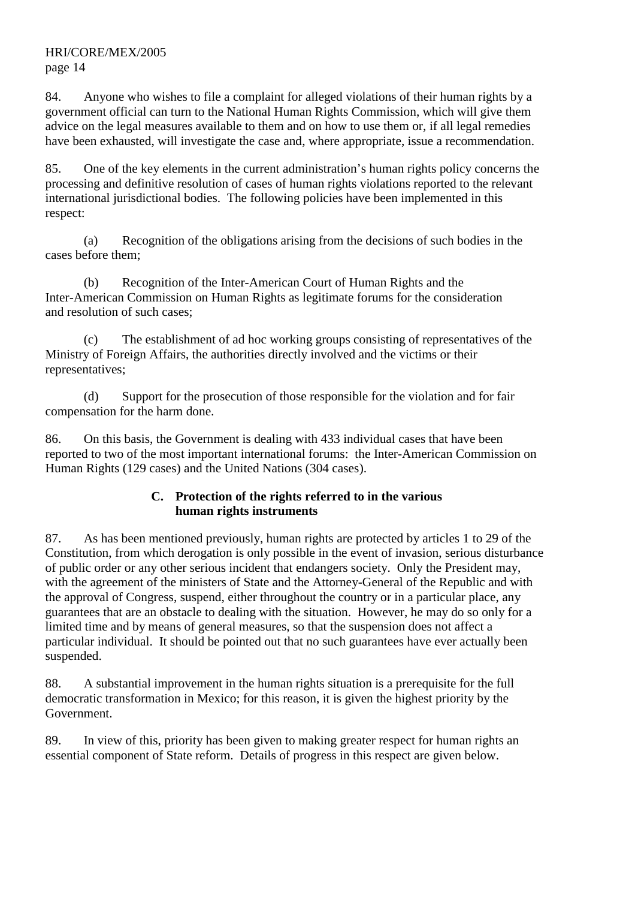84. Anyone who wishes to file a complaint for alleged violations of their human rights by a government official can turn to the National Human Rights Commission, which will give them advice on the legal measures available to them and on how to use them or, if all legal remedies have been exhausted, will investigate the case and, where appropriate, issue a recommendation.

85. One of the key elements in the current administration's human rights policy concerns the processing and definitive resolution of cases of human rights violations reported to the relevant international jurisdictional bodies. The following policies have been implemented in this respect:

(a) Recognition of the obligations arising from the decisions of such bodies in the cases before them;

(b) Recognition of the Inter-American Court of Human Rights and the Inter-American Commission on Human Rights as legitimate forums for the consideration and resolution of such cases;

(c) The establishment of ad hoc working groups consisting of representatives of the Ministry of Foreign Affairs, the authorities directly involved and the victims or their representatives;

(d) Support for the prosecution of those responsible for the violation and for fair compensation for the harm done.

86. On this basis, the Government is dealing with 433 individual cases that have been reported to two of the most important international forums: the Inter-American Commission on Human Rights (129 cases) and the United Nations (304 cases).

### C. Protection of the rights referred to in the various human rights instruments

87. As has been mentioned previously, human rights are protected by articles 1 to 29 of the Constitution, from which derogation is only possible in the event of invasion, serious disturbance of public order or any other serious incident that endangers society. Only the President may, with the agreement of the ministers of State and the Attorney-General of the Republic and with the approval of Congress, suspend, either throughout the country or in a particular place, any guarantees that are an obstacle to dealing with the situation. However, he may do so only for a limited time and by means of general measures, so that the suspension does not affect a particular individual. It should be pointed out that no such guarantees have ever actually been suspended.

88. A substantial improvement in the human rights situation is a prerequisite for the full democratic transformation in Mexico; for this reason, it is given the highest priority by the Government.

89. In view of this, priority has been given to making greater respect for human rights an essential component of State reform. Details of progress in this respect are given below.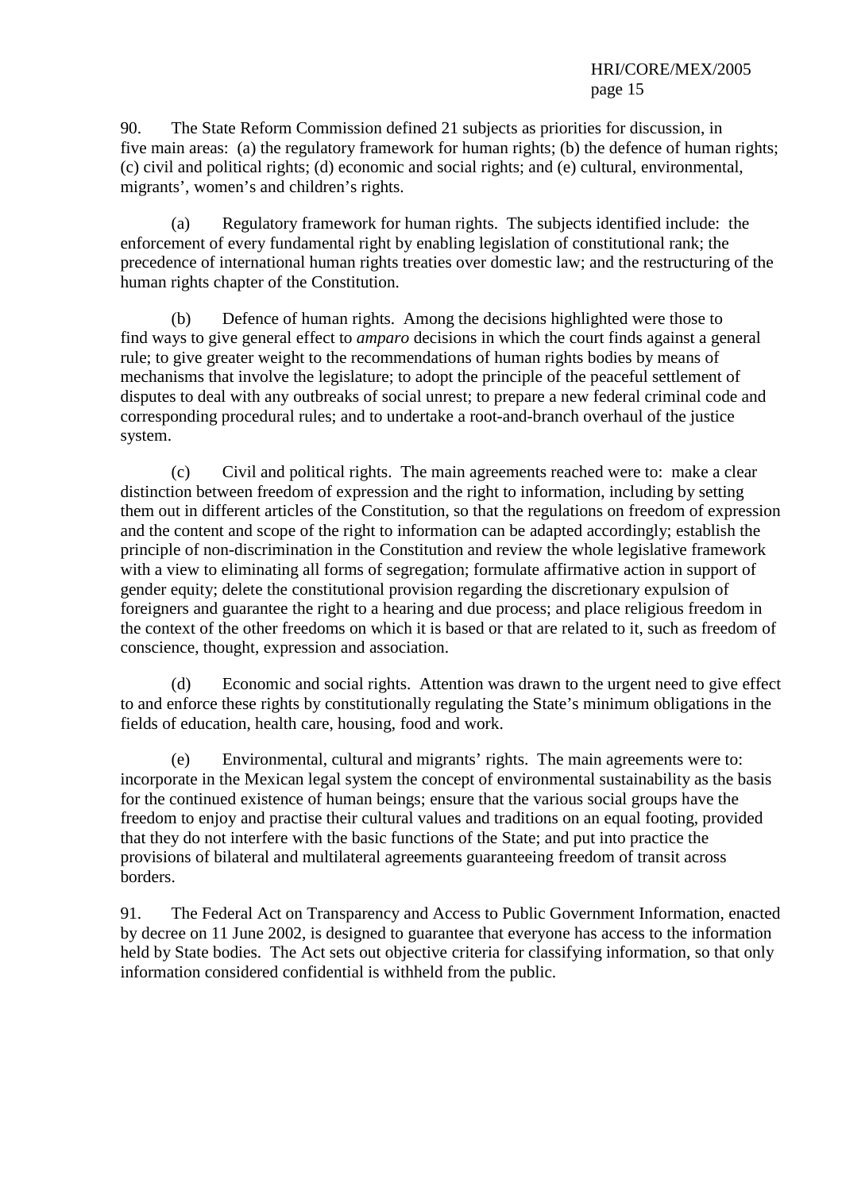90. The State Reform Commission defined 21 subjects as priorities for discussion, in five main areas: (a) the regulatory framework for human rights; (b) the defence of human rights; (c) civil and political rights; (d) economic and social rights; and (e) cultural, environmental, migrants', women's and children's rights.

(a) Regulatory framework for human rights. The subjects identified include: the enforcement of every fundamental right by enabling legislation of constitutional rank; the precedence of international human rights treaties over domestic law; and the restructuring of the human rights chapter of the Constitution.

(b) Defence of human rights. Among the decisions highlighted were those to find ways to give general effect to *amparo* decisions in which the court finds against a general rule; to give greater weight to the recommendations of human rights bodies by means of mechanisms that involve the legislature; to adopt the principle of the peaceful settlement of disputes to deal with any outbreaks of social unrest; to prepare a new federal criminal code and corresponding procedural rules; and to undertake a root-and-branch overhaul of the justice system.

(c) Civil and political rights. The main agreements reached were to: make a clear distinction between freedom of expression and the right to information, including by setting them out in different articles of the Constitution, so that the regulations on freedom of expression and the content and scope of the right to information can be adapted accordingly; establish the principle of non-discrimination in the Constitution and review the whole legislative framework with a view to eliminating all forms of segregation; formulate affirmative action in support of gender equity; delete the constitutional provision regarding the discretionary expulsion of foreigners and guarantee the right to a hearing and due process; and place religious freedom in the context of the other freedoms on which it is based or that are related to it, such as freedom of conscience, thought, expression and association.

(d) Economic and social rights. Attention was drawn to the urgent need to give effect to and enforce these rights by constitutionally regulating the State's minimum obligations in the fields of education, health care, housing, food and work.

(e) Environmental, cultural and migrants' rights. The main agreements were to: incorporate in the Mexican legal system the concept of environmental sustainability as the basis for the continued existence of human beings; ensure that the various social groups have the freedom to enjoy and practise their cultural values and traditions on an equal footing, provided that they do not interfere with the basic functions of the State; and put into practice the provisions of bilateral and multilateral agreements guaranteeing freedom of transit across borders.

91. The Federal Act on Transparency and Access to Public Government Information, enacted by decree on 11 June 2002, is designed to guarantee that everyone has access to the information held by State bodies. The Act sets out objective criteria for classifying information, so that only information considered confidential is withheld from the public.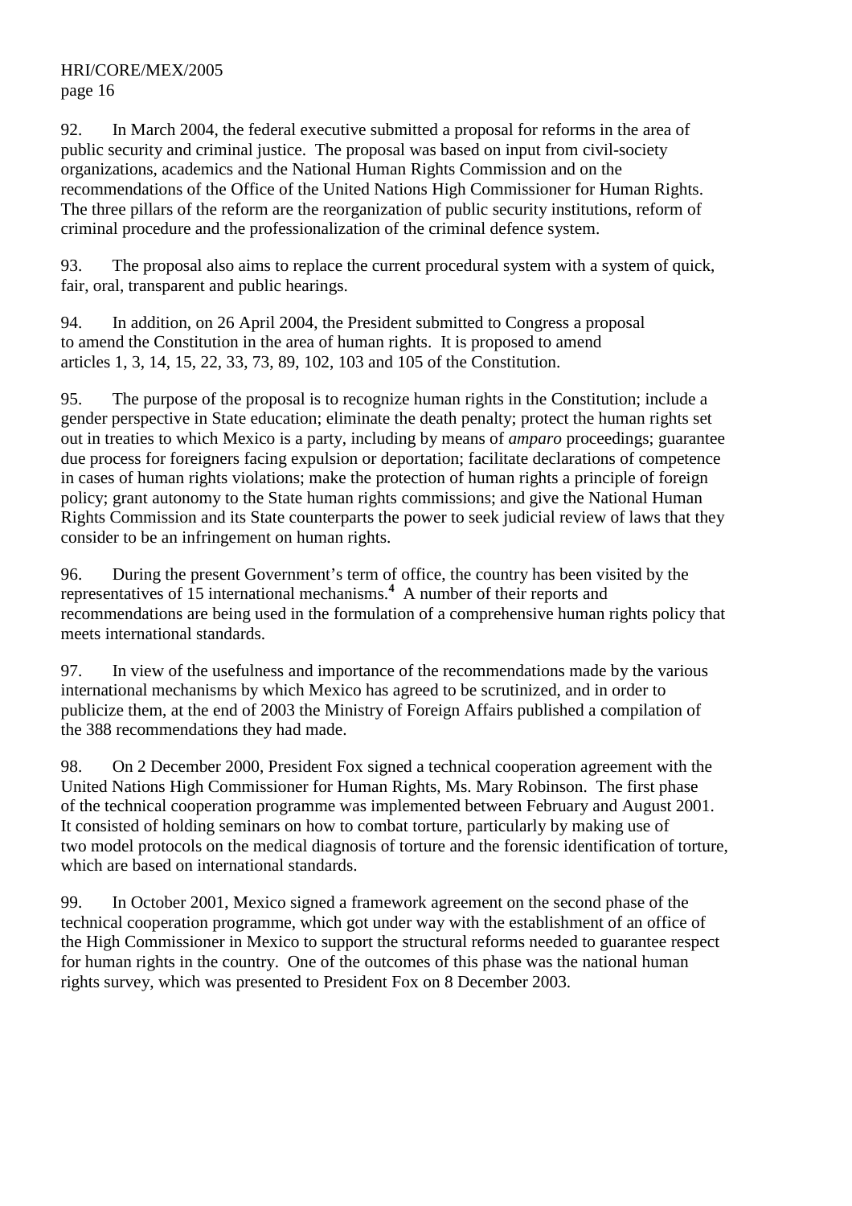92. In March 2004, the federal executive submitted a proposal for reforms in the area of public security and criminal justice. The proposal was based on input from civil-society organizations, academics and the National Human Rights Commission and on the recommendations of the Office of the United Nations High Commissioner for Human Rights. The three pillars of the reform are the reorganization of public security institutions, reform of criminal procedure and the professionalization of the criminal defence system.

93. The proposal also aims to replace the current procedural system with a system of quick, fair, oral, transparent and public hearings.

94. In addition, on 26 April 2004, the President submitted to Congress a proposal to amend the Constitution in the area of human rights. It is proposed to amend articles 1, 3, 14, 15, 22, 33, 73, 89, 102, 103 and 105 of the Constitution.

95. The purpose of the proposal is to recognize human rights in the Constitution; include a gender perspective in State education; eliminate the death penalty; protect the human rights set out in treaties to which Mexico is a party, including by means of *amparo* proceedings; guarantee due process for foreigners facing expulsion or deportation; facilitate declarations of competence in cases of human rights violations; make the protection of human rights a principle of foreign policy; grant autonomy to the State human rights commissions; and give the National Human Rights Commission and its State counterparts the power to seek judicial review of laws that they consider to be an infringement on human rights.

96. During the present Government's term of office, the country has been visited by the representatives of 15 international mechanisms.[4] A number of their reports and recommendations are being used in the formulation of a comprehensive human rights policy that meets international standards.

97. In view of the usefulness and importance of the recommendations made by the various international mechanisms by which Mexico has agreed to be scrutinized, and in order to publicize them, at the end of 2003 the Ministry of Foreign Affairs published a compilation of the 388 recommendations they had made.

98. On 2 December 2000, President Fox signed a technical cooperation agreement with the United Nations High Commissioner for Human Rights, Ms. Mary Robinson. The first phase of the technical cooperation programme was implemented between February and August 2001. It consisted of holding seminars on how to combat torture, particularly by making use of two model protocols on the medical diagnosis of torture and the forensic identification of torture, which are based on international standards.

99. In October 2001, Mexico signed a framework agreement on the second phase of the technical cooperation programme, which got under way with the establishment of an office of the High Commissioner in Mexico to support the structural reforms needed to guarantee respect for human rights in the country. One of the outcomes of this phase was the national human rights survey, which was presented to President Fox on 8 December 2003.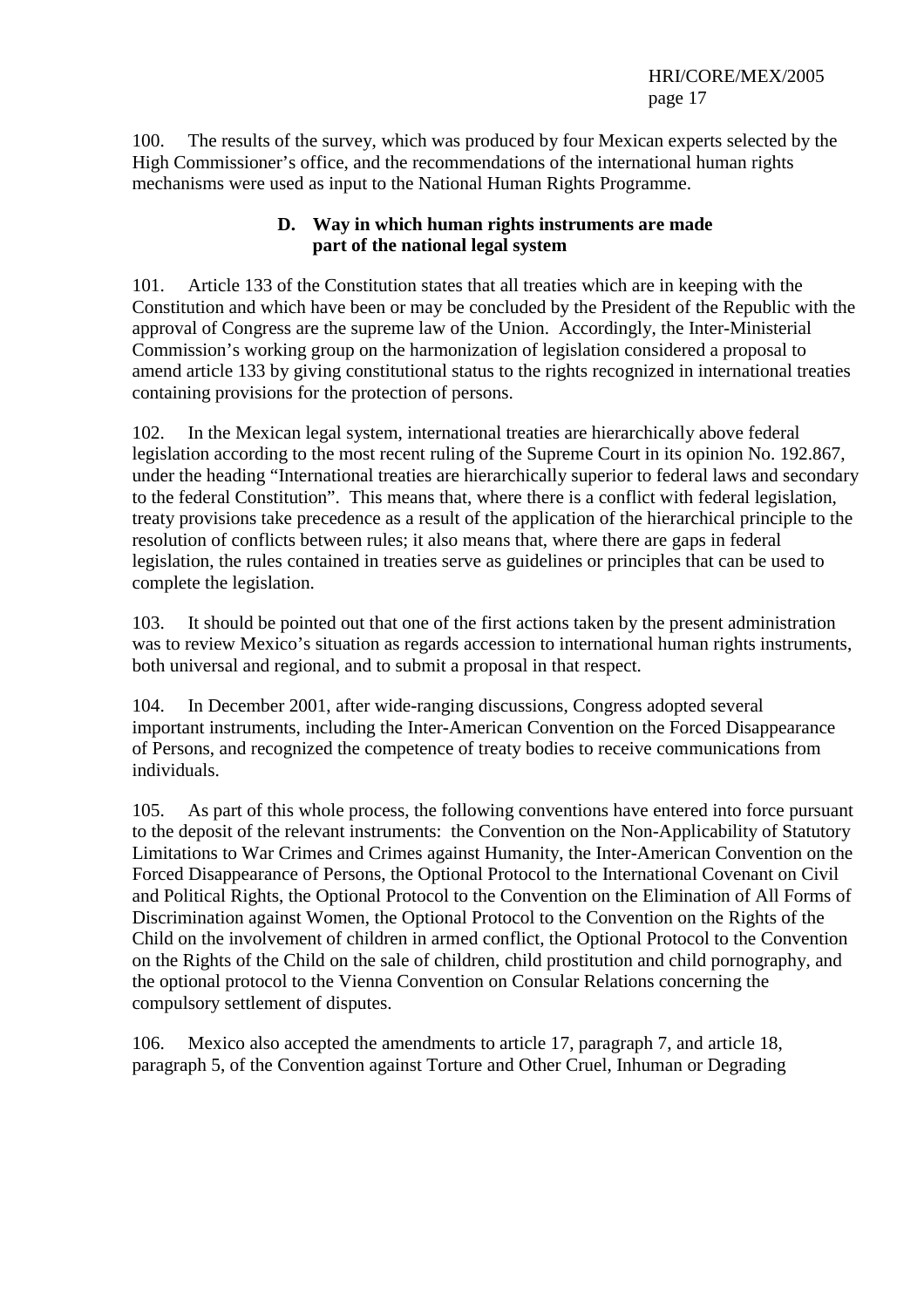100. The results of the survey, which was produced by four Mexican experts selected by the High Commissioner's office, and the recommendations of the international human rights mechanisms were used as input to the National Human Rights Programme.

### D. Way in which human rights instruments are made part of the national legal system

101. Article 133 of the Constitution states that all treaties which are in keeping with the Constitution and which have been or may be concluded by the President of the Republic with the approval of Congress are the supreme law of the Union. Accordingly, the Inter-Ministerial Commission's working group on the harmonization of legislation considered a proposal to amend article 133 by giving constitutional status to the rights recognized in international treaties containing provisions for the protection of persons.

102. In the Mexican legal system, international treaties are hierarchically above federal legislation according to the most recent ruling of the Supreme Court in its opinion No. 192.867, under the heading "International treaties are hierarchically superior to federal laws and secondary to the federal Constitution". This means that, where there is a conflict with federal legislation, treaty provisions take precedence as a result of the application of the hierarchical principle to the resolution of conflicts between rules; it also means that, where there are gaps in federal legislation, the rules contained in treaties serve as guidelines or principles that can be used to complete the legislation.

103. It should be pointed out that one of the first actions taken by the present administration was to review Mexico's situation as regards accession to international human rights instruments, both universal and regional, and to submit a proposal in that respect.

104. In December 2001, after wide-ranging discussions, Congress adopted several important instruments, including the Inter-American Convention on the Forced Disappearance of Persons, and recognized the competence of treaty bodies to receive communications from individuals.

105. As part of this whole process, the following conventions have entered into force pursuant to the deposit of the relevant instruments: the Convention on the Non-Applicability of Statutory Limitations to War Crimes and Crimes against Humanity, the Inter-American Convention on the Forced Disappearance of Persons, the Optional Protocol to the International Covenant on Civil and Political Rights, the Optional Protocol to the Convention on the Elimination of All Forms of Discrimination against Women, the Optional Protocol to the Convention on the Rights of the Child on the involvement of children in armed conflict, the Optional Protocol to the Convention on the Rights of the Child on the sale of children, child prostitution and child pornography, and the optional protocol to the Vienna Convention on Consular Relations concerning the compulsory settlement of disputes.

106. Mexico also accepted the amendments to article 17, paragraph 7, and article 18, paragraph 5, of the Convention against Torture and Other Cruel, Inhuman or Degrading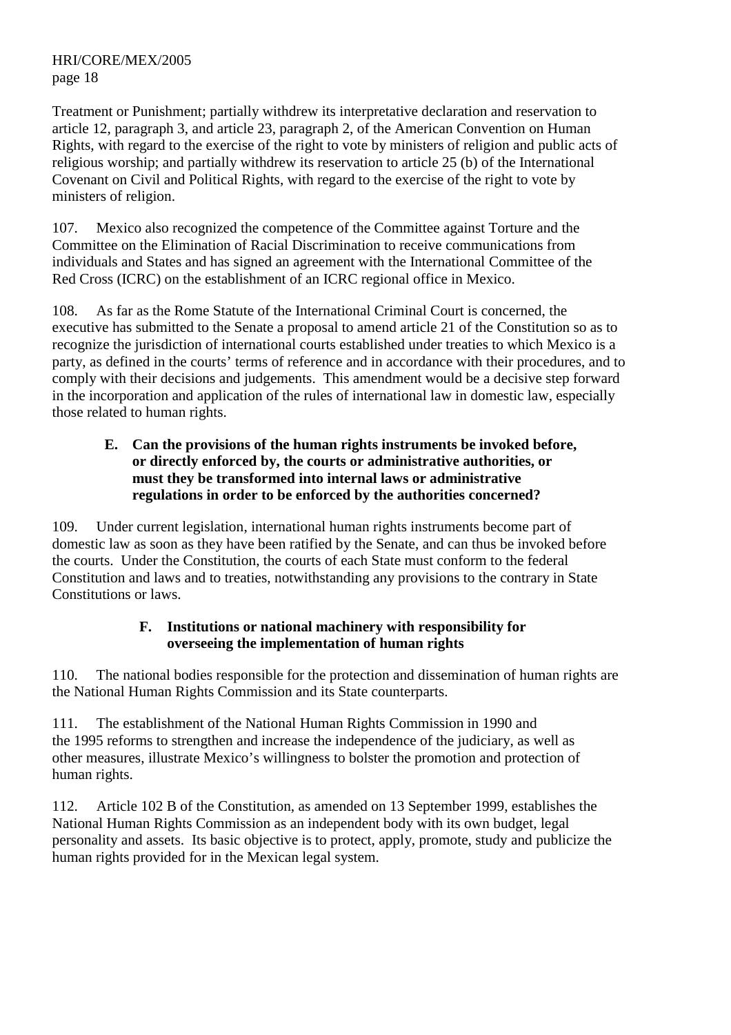Treatment or Punishment; partially withdrew its interpretative declaration and reservation to article 12, paragraph 3, and article 23, paragraph 2, of the American Convention on Human Rights, with regard to the exercise of the right to vote by ministers of religion and public acts of religious worship; and partially withdrew its reservation to article 25 (b) of the International Covenant on Civil and Political Rights, with regard to the exercise of the right to vote by ministers of religion.

107. Mexico also recognized the competence of the Committee against Torture and the Committee on the Elimination of Racial Discrimination to receive communications from individuals and States and has signed an agreement with the International Committee of the Red Cross (ICRC) on the establishment of an ICRC regional office in Mexico.

108. As far as the Rome Statute of the International Criminal Court is concerned, the executive has submitted to the Senate a proposal to amend article 21 of the Constitution so as to recognize the jurisdiction of international courts established under treaties to which Mexico is a party, as defined in the courts' terms of reference and in accordance with their procedures, and to comply with their decisions and judgements. This amendment would be a decisive step forward in the incorporation and application of the rules of international law in domestic law, especially those related to human rights.

### E. Can the provisions of the human rights instruments be invoked before, or directly enforced by, the courts or administrative authorities, or must they be transformed into internal laws or administrative regulations in order to be enforced by the authorities concerned?

109. Under current legislation, international human rights instruments become part of domestic law as soon as they have been ratified by the Senate, and can thus be invoked before the courts. Under the Constitution, the courts of each State must conform to the federal Constitution and laws and to treaties, notwithstanding any provisions to the contrary in State Constitutions or laws.

### F. Institutions or national machinery with responsibility for overseeing the implementation of human rights

110. The national bodies responsible for the protection and dissemination of human rights are the National Human Rights Commission and its State counterparts.

111. The establishment of the National Human Rights Commission in 1990 and the 1995 reforms to strengthen and increase the independence of the judiciary, as well as other measures, illustrate Mexico's willingness to bolster the promotion and protection of human rights.

112. Article 102 B of the Constitution, as amended on 13 September 1999, establishes the National Human Rights Commission as an independent body with its own budget, legal personality and assets. Its basic objective is to protect, apply, promote, study and publicize the human rights provided for in the Mexican legal system.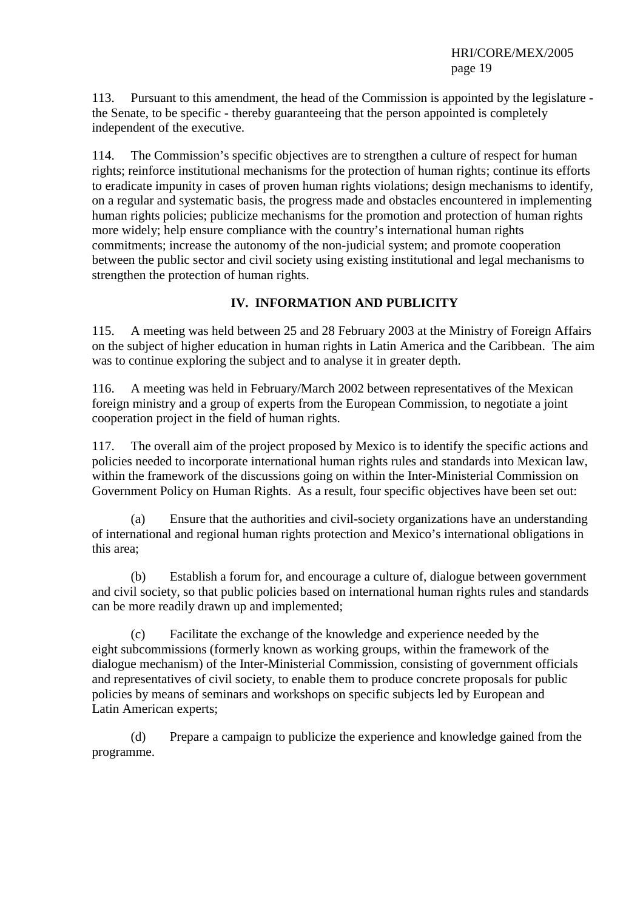113. Pursuant to this amendment, the head of the Commission is appointed by the legislature - the Senate, to be specific - thereby guaranteeing that the person appointed is completely independent of the executive.

114. The Commission's specific objectives are to strengthen a culture of respect for human rights; reinforce institutional mechanisms for the protection of human rights; continue its efforts to eradicate impunity in cases of proven human rights violations; design mechanisms to identify, on a regular and systematic basis, the progress made and obstacles encountered in implementing human rights policies; publicize mechanisms for the promotion and protection of human rights more widely; help ensure compliance with the country's international human rights commitments; increase the autonomy of the non-judicial system; and promote cooperation between the public sector and civil society using existing institutional and legal mechanisms to strengthen the protection of human rights.

## IV. INFORMATION AND PUBLICITY

115. A meeting was held between 25 and 28 February 2003 at the Ministry of Foreign Affairs on the subject of higher education in human rights in Latin America and the Caribbean. The aim was to continue exploring the subject and to analyse it in greater depth.

116. A meeting was held in February/March 2002 between representatives of the Mexican foreign ministry and a group of experts from the European Commission, to negotiate a joint cooperation project in the field of human rights.

117. The overall aim of the project proposed by Mexico is to identify the specific actions and policies needed to incorporate international human rights rules and standards into Mexican law, within the framework of the discussions going on within the Inter-Ministerial Commission on Government Policy on Human Rights. As a result, four specific objectives have been set out:

(a) Ensure that the authorities and civil-society organizations have an understanding of international and regional human rights protection and Mexico's international obligations in this area;

(b) Establish a forum for, and encourage a culture of, dialogue between government and civil society, so that public policies based on international human rights rules and standards can be more readily drawn up and implemented;

(c) Facilitate the exchange of the knowledge and experience needed by the eight subcommissions (formerly known as working groups, within the framework of the dialogue mechanism) of the Inter-Ministerial Commission, consisting of government officials and representatives of civil society, to enable them to produce concrete proposals for public policies by means of seminars and workshops on specific subjects led by European and Latin American experts;

(d) Prepare a campaign to publicize the experience and knowledge gained from the programme.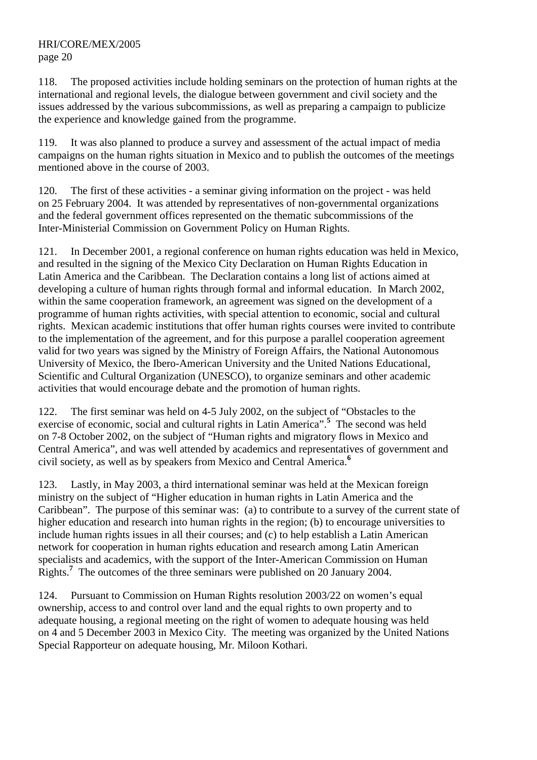118. The proposed activities include holding seminars on the protection of human rights at the international and regional levels, the dialogue between government and civil society and the issues addressed by the various subcommissions, as well as preparing a campaign to publicize the experience and knowledge gained from the programme.

119. It was also planned to produce a survey and assessment of the actual impact of media campaigns on the human rights situation in Mexico and to publish the outcomes of the meetings mentioned above in the course of 2003.

120. The first of these activities - a seminar giving information on the project - was held on 25 February 2004. It was attended by representatives of non-governmental organizations and the federal government offices represented on the thematic subcommissions of the Inter-Ministerial Commission on Government Policy on Human Rights.

121. In December 2001, a regional conference on human rights education was held in Mexico, and resulted in the signing of the Mexico City Declaration on Human Rights Education in Latin America and the Caribbean. The Declaration contains a long list of actions aimed at developing a culture of human rights through formal and informal education. In March 2002, within the same cooperation framework, an agreement was signed on the development of a programme of human rights activities, with special attention to economic, social and cultural rights. Mexican academic institutions that offer human rights courses were invited to contribute to the implementation of the agreement, and for this purpose a parallel cooperation agreement valid for two years was signed by the Ministry of Foreign Affairs, the National Autonomous University of Mexico, the Ibero-American University and the United Nations Educational, Scientific and Cultural Organization (UNESCO), to organize seminars and other academic activities that would encourage debate and the promotion of human rights.

122. The first seminar was held on 4-5 July 2002, on the subject of "Obstacles to the exercise of economic, social and cultural rights in Latin America".[5] The second was held on 7-8 October 2002, on the subject of "Human rights and migratory flows in Mexico and Central America", and was well attended by academics and representatives of government and civil society, as well as by speakers from Mexico and Central America.[6]

123. Lastly, in May 2003, a third international seminar was held at the Mexican foreign ministry on the subject of "Higher education in human rights in Latin America and the Caribbean". The purpose of this seminar was: (a) to contribute to a survey of the current state of higher education and research into human rights in the region; (b) to encourage universities to include human rights issues in all their courses; and (c) to help establish a Latin American network for cooperation in human rights education and research among Latin American specialists and academics, with the support of the Inter-American Commission on Human Rights.[7] The outcomes of the three seminars were published on 20 January 2004.

124. Pursuant to Commission on Human Rights resolution 2003/22 on women's equal ownership, access to and control over land and the equal rights to own property and to adequate housing, a regional meeting on the right of women to adequate housing was held on 4 and 5 December 2003 in Mexico City. The meeting was organized by the United Nations Special Rapporteur on adequate housing, Mr. Miloon Kothari.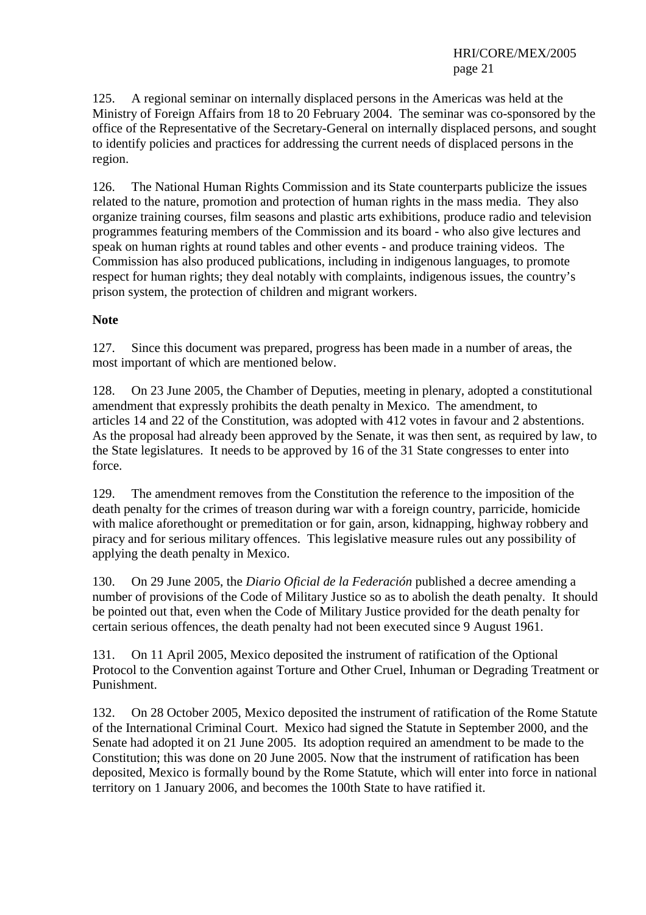125. A regional seminar on internally displaced persons in the Americas was held at the Ministry of Foreign Affairs from 18 to 20 February 2004. The seminar was co-sponsored by the office of the Representative of the Secretary-General on internally displaced persons, and sought to identify policies and practices for addressing the current needs of displaced persons in the region.

126. The National Human Rights Commission and its State counterparts publicize the issues related to the nature, promotion and protection of human rights in the mass media. They also organize training courses, film seasons and plastic arts exhibitions, produce radio and television programmes featuring members of the Commission and its board - who also give lectures and speak on human rights at round tables and other events - and produce training videos. The Commission has also produced publications, including in indigenous languages, to promote respect for human rights; they deal notably with complaints, indigenous issues, the country's prison system, the protection of children and migrant workers.

**Note**

127. Since this document was prepared, progress has been made in a number of areas, the most important of which are mentioned below.

128. On 23 June 2005, the Chamber of Deputies, meeting in plenary, adopted a constitutional amendment that expressly prohibits the death penalty in Mexico. The amendment, to articles 14 and 22 of the Constitution, was adopted with 412 votes in favour and 2 abstentions. As the proposal had already been approved by the Senate, it was then sent, as required by law, to the State legislatures. It needs to be approved by 16 of the 31 State congresses to enter into force.

129. The amendment removes from the Constitution the reference to the imposition of the death penalty for the crimes of treason during war with a foreign country, parricide, homicide with malice aforethought or premeditation or for gain, arson, kidnapping, highway robbery and piracy and for serious military offences. This legislative measure rules out any possibility of applying the death penalty in Mexico.

130. On 29 June 2005, the *Diario Oficial de la Federación* published a decree amending a number of provisions of the Code of Military Justice so as to abolish the death penalty. It should be pointed out that, even when the Code of Military Justice provided for the death penalty for certain serious offences, the death penalty had not been executed since 9 August 1961.

131. On 11 April 2005, Mexico deposited the instrument of ratification of the Optional Protocol to the Convention against Torture and Other Cruel, Inhuman or Degrading Treatment or Punishment.

132. On 28 October 2005, Mexico deposited the instrument of ratification of the Rome Statute of the International Criminal Court. Mexico had signed the Statute in September 2000, and the Senate had adopted it on 21 June 2005. Its adoption required an amendment to be made to the Constitution; this was done on 20 June 2005. Now that the instrument of ratification has been deposited, Mexico is formally bound by the Rome Statute, which will enter into force in national territory on 1 January 2006, and becomes the 100th State to have ratified it.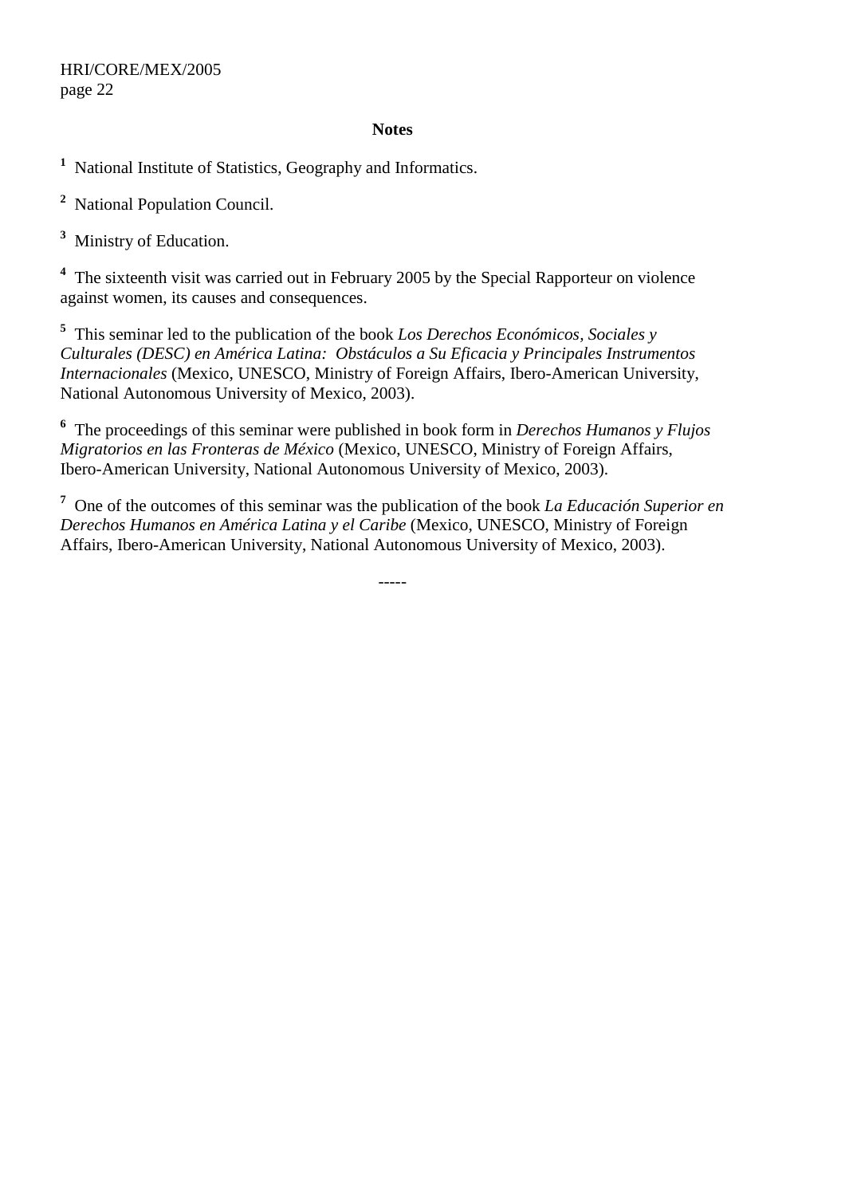**Notes**

[1] National Institute of Statistics, Geography and Informatics.

[2] National Population Council.

[3] Ministry of Education.

[4] The sixteenth visit was carried out in February 2005 by the Special Rapporteur on violence against women, its causes and consequences.

[5] This seminar led to the publication of the book *Los Derechos Económicos, Sociales y Culturales (DESC) en América Latina: Obstáculos a Su Eficacia y Principales Instrumentos Internacionales* (Mexico, UNESCO, Ministry of Foreign Affairs, Ibero-American University, National Autonomous University of Mexico, 2003).

[6] The proceedings of this seminar were published in book form in *Derechos Humanos y Flujos Migratorios en las Fronteras de México* (Mexico, UNESCO, Ministry of Foreign Affairs, Ibero-American University, National Autonomous University of Mexico, 2003).

[7] One of the outcomes of this seminar was the publication of the book *La Educación Superior en Derechos Humanos en América Latina y el Caribe* (Mexico, UNESCO, Ministry of Foreign Affairs, Ibero-American University, National Autonomous University of Mexico, 2003).

-----